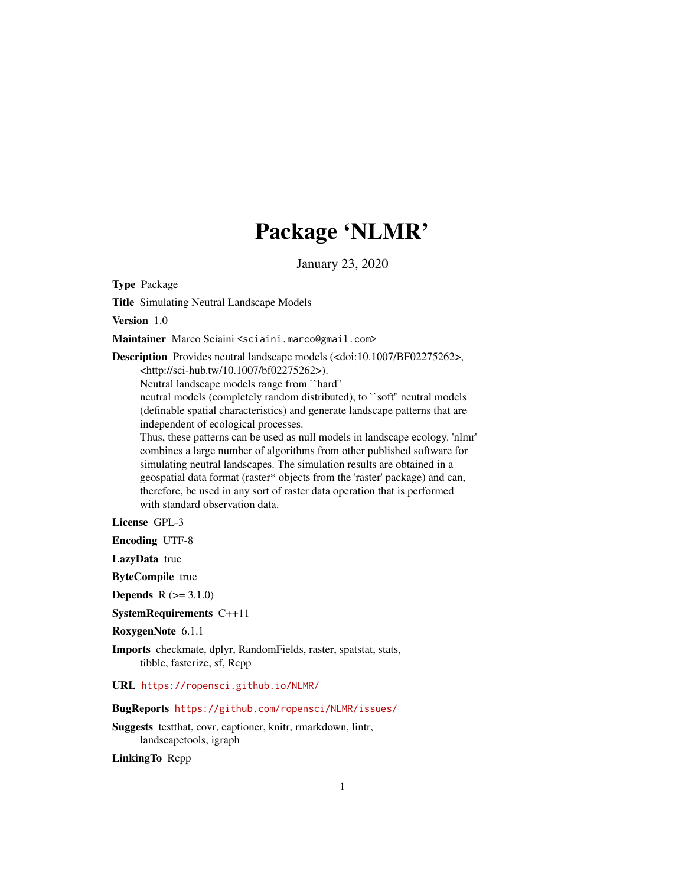# Package 'NLMR'

January 23, 2020

**Type** Package

**Title** Simulating Neutral Landscape Models

**Version** 1.0

**Maintainer** Marco Sciaini <sciaini.marco@gmail.com>

**Description** Provides neutral landscape models (<doi:10.1007/BF02275262>, <http://sci-hub.tw/10.1007/bf02275262>).
Neutral landscape models range from ``hard''
neutral models (completely random distributed), to ``soft'' neutral models
(definable spatial characteristics) and generate landscape patterns that are
independent of ecological processes.
Thus, these patterns can be used as null models in landscape ecology. 'nlmr'
combines a large number of algorithms from other published software for
simulating neutral landscapes. The simulation results are obtained in a
geospatial data format (raster* objects from the 'raster' package) and can,
therefore, be used in any sort of raster data operation that is performed
with standard observation data.

**License** GPL-3

**Encoding** UTF-8

**LazyData** true

**ByteCompile** true

**Depends** R (>= 3.1.0)

**SystemRequirements** C++11

**RoxygenNote** 6.1.1

**Imports** checkmate, dplyr, RandomFields, raster, spatstat, stats,
tibble, fasterize, sf, Rcpp

**URL** https://ropensci.github.io/NLMR/

**BugReports** https://github.com/ropensci/NLMR/issues/

**Suggests** testthat, covr, captioner, knitr, rmarkdown, lintr,
landscapetools, igraph

**LinkingTo** Rcpp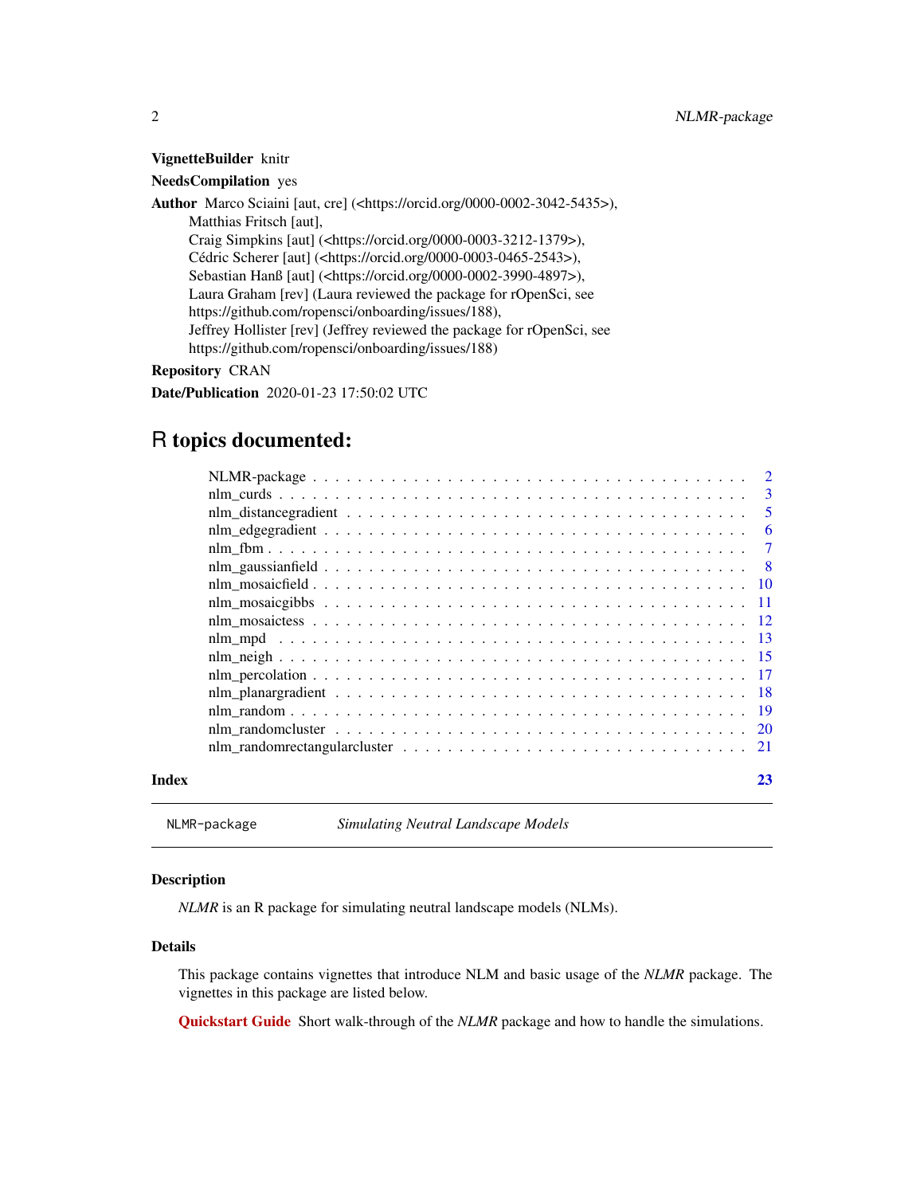**VignetteBuilder** knitr

**NeedsCompilation** yes

**Author** Marco Sciaini [aut, cre] (<https://orcid.org/0000-0002-3042-5435>),
Matthias Fritsch [aut],
Craig Simpkins [aut] (<https://orcid.org/0000-0003-3212-1379>),
Cédric Scherer [aut] (<https://orcid.org/0000-0003-0465-2543>),
Sebastian Hanß [aut] (<https://orcid.org/0000-0002-3990-4897>),
Laura Graham [rev] (Laura reviewed the package for rOpenSci, see
https://github.com/ropensci/onboarding/issues/188),
Jeffrey Hollister [rev] (Jeffrey reviewed the package for rOpenSci, see
https://github.com/ropensci/onboarding/issues/188)

**Repository** CRAN

**Date/Publication** 2020-01-23 17:50:02 UTC

# R topics documented:

| | |
|---|---|
| NLMR-package | 2 |
| nlm_curds | 3 |
| nlm_distancegradient | 5 |
| nlm_edgegradient | 6 |
| nlm_fbm | 7 |
| nlm_gaussianfield | 8 |
| nlm_mosaicfield | 10 |
| nlm_mosaicgibbs | 11 |
| nlm_mosaictess | 12 |
| nlm_mpd | 13 |
| nlm_neigh | 15 |
| nlm_percolation | 17 |
| nlm_planargradient | 18 |
| nlm_random | 19 |
| nlm_randomcluster | 20 |
| nlm_randomrectangularcluster | 21 |
| **Index** | **23** |

---

`NLMR-package` *Simulating Neutral Landscape Models*

---

### Description

*NLMR* is an R package for simulating neutral landscape models (NLMs).

### Details

This package contains vignettes that introduce NLM and basic usage of the *NLMR* package. The vignettes in this package are listed below.

**Quickstart Guide** Short walk-through of the *NLMR* package and how to handle the simulations.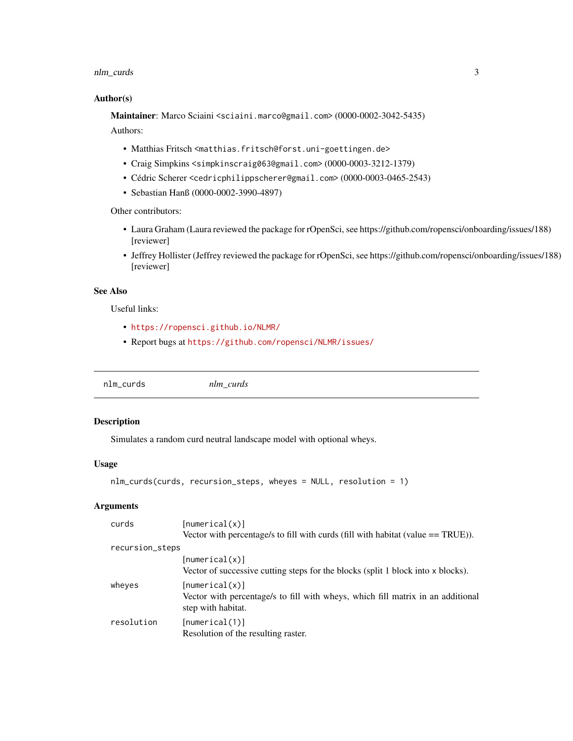### Author(s)

**Maintainer**: Marco Sciaini <sciaini.marco@gmail.com> (0000-0002-3042-5435)

Authors:

- Matthias Fritsch <matthias.fritsch@forst.uni-goettingen.de>
- Craig Simpkins <simpkinscraig063@gmail.com> (0000-0003-3212-1379)
- Cédric Scherer <cedricphilippscherer@gmail.com> (0000-0003-0465-2543)
- Sebastian Hanß (0000-0002-3990-4897)

Other contributors:

- Laura Graham (Laura reviewed the package for rOpenSci, see https://github.com/ropensci/onboarding/issues/188) [reviewer]
- Jeffrey Hollister (Jeffrey reviewed the package for rOpenSci, see https://github.com/ropensci/onboarding/issues/188) [reviewer]

### See Also

Useful links:

- https://ropensci.github.io/NLMR/
- Report bugs at https://github.com/ropensci/NLMR/issues/

---

## nlm_curds — *nlm_curds*

### Description

Simulates a random curd neutral landscape model with optional wheys.

### Usage

```
nlm_curds(curds, recursion_steps, wheyes = NULL, resolution = 1)
```

### Arguments

| | |
|---|---|
| curds | [numerical(x)] Vector with percentage/s to fill with curds (fill with habitat (value == TRUE)). |
| recursion_steps | [numerical(x)] Vector of successive cutting steps for the blocks (split 1 block into x blocks). |
| wheyes | [numerical(x)] Vector with percentage/s to fill with wheys, which fill matrix in an additional step with habitat. |
| resolution | [numerical(1)] Resolution of the resulting raster. |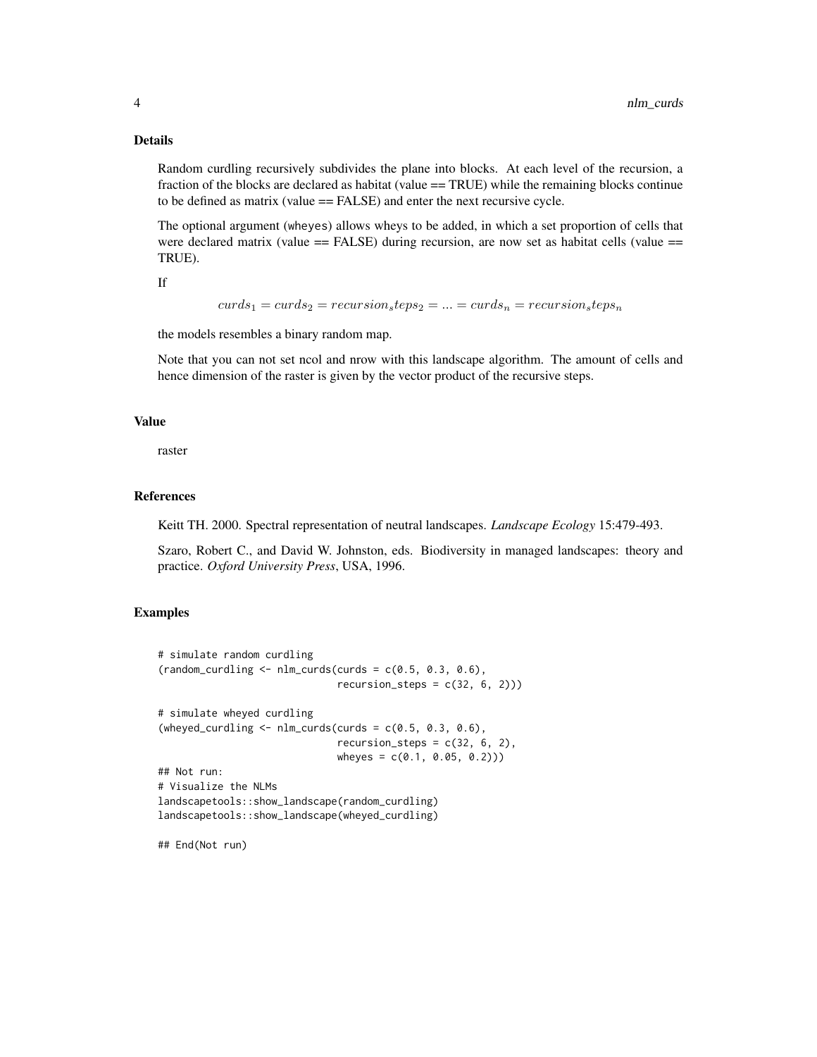### Details

Random curdling recursively subdivides the plane into blocks. At each level of the recursion, a fraction of the blocks are declared as habitat (value == TRUE) while the remaining blocks continue to be defined as matrix (value == FALSE) and enter the next recursive cycle.

The optional argument (wheyes) allows wheys to be added, in which a set proportion of cells that were declared matrix (value == FALSE) during recursion, are now set as habitat cells (value == TRUE).

If

$$curds_1 = curds_2 = recursion_steps_2 = ... = curds_n = recursion_steps_n$$

the models resembles a binary random map.

Note that you can not set ncol and nrow with this landscape algorithm. The amount of cells and hence dimension of the raster is given by the vector product of the recursive steps.

### Value

raster

### References

Keitt TH. 2000. Spectral representation of neutral landscapes. *Landscape Ecology* 15:479-493.

Szaro, Robert C., and David W. Johnston, eds. Biodiversity in managed landscapes: theory and practice. *Oxford University Press*, USA, 1996.

### Examples

```
# simulate random curdling
(random_curdling <- nlm_curds(curds = c(0.5, 0.3, 0.6),
                              recursion_steps = c(32, 6, 2)))

# simulate wheyed curdling
(wheyed_curdling <- nlm_curds(curds = c(0.5, 0.3, 0.6),
                              recursion_steps = c(32, 6, 2),
                              wheyes = c(0.1, 0.05, 0.2)))
## Not run:
# Visualize the NLMs
landscapetools::show_landscape(random_curdling)
landscapetools::show_landscape(wheyed_curdling)

## End(Not run)
```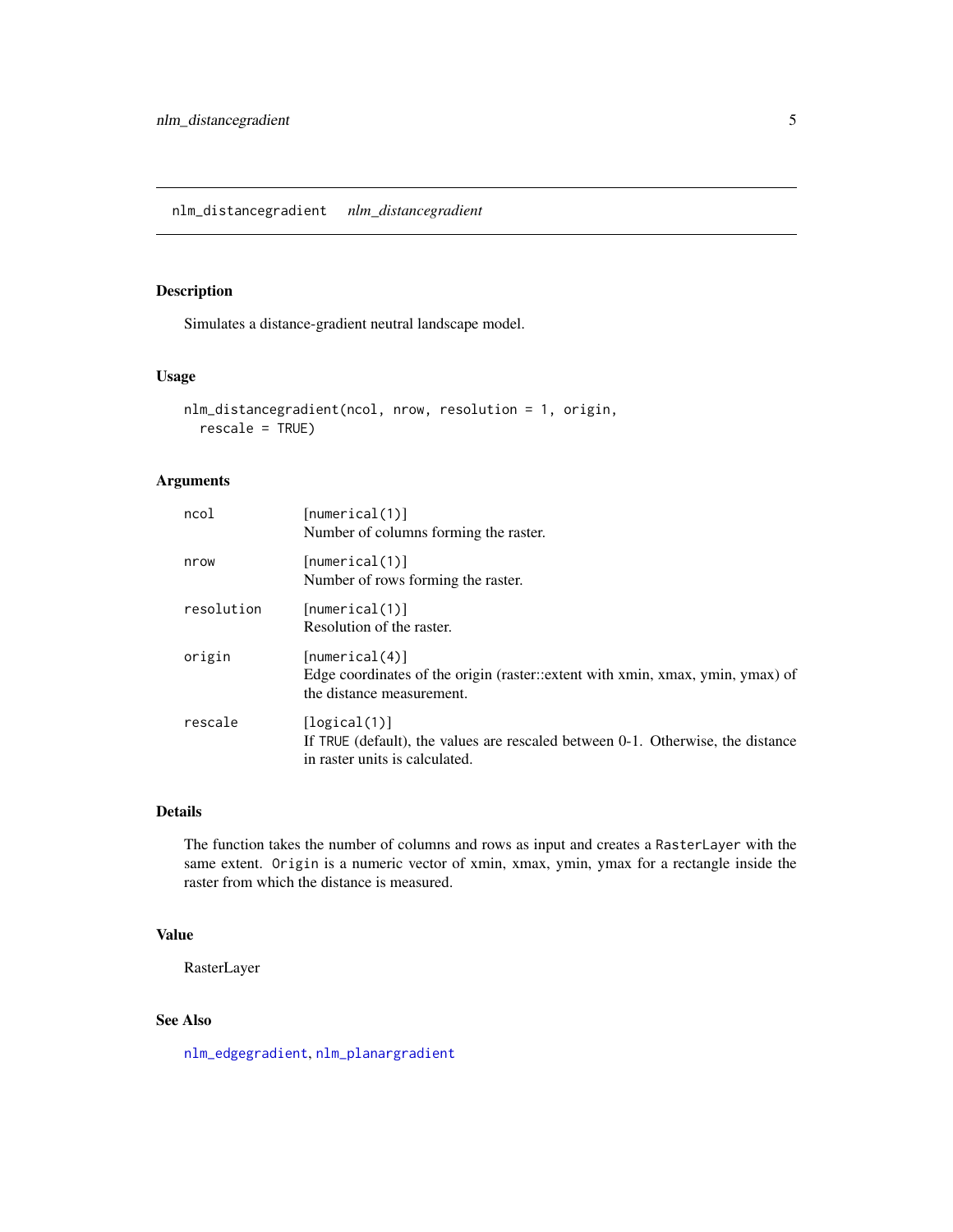## nlm_distancegradient *nlm_distancegradient*

### Description

Simulates a distance-gradient neutral landscape model.

### Usage

```
nlm_distancegradient(ncol, nrow, resolution = 1, origin,
  rescale = TRUE)
```

### Arguments

| Argument | Description |
| --- | --- |
| ncol | [numerical(1)] Number of columns forming the raster. |
| nrow | [numerical(1)] Number of rows forming the raster. |
| resolution | [numerical(1)] Resolution of the raster. |
| origin | [numerical(4)] Edge coordinates of the origin (raster::extent with xmin, xmax, ymin, ymax) of the distance measurement. |
| rescale | [logical(1)] If TRUE (default), the values are rescaled between 0-1. Otherwise, the distance in raster units is calculated. |

### Details

The function takes the number of columns and rows as input and creates a `RasterLayer` with the same extent. `Origin` is a numeric vector of xmin, xmax, ymin, ymax for a rectangle inside the raster from which the distance is measured.

### Value

RasterLayer

### See Also

`nlm_edgegradient`, `nlm_planargradient`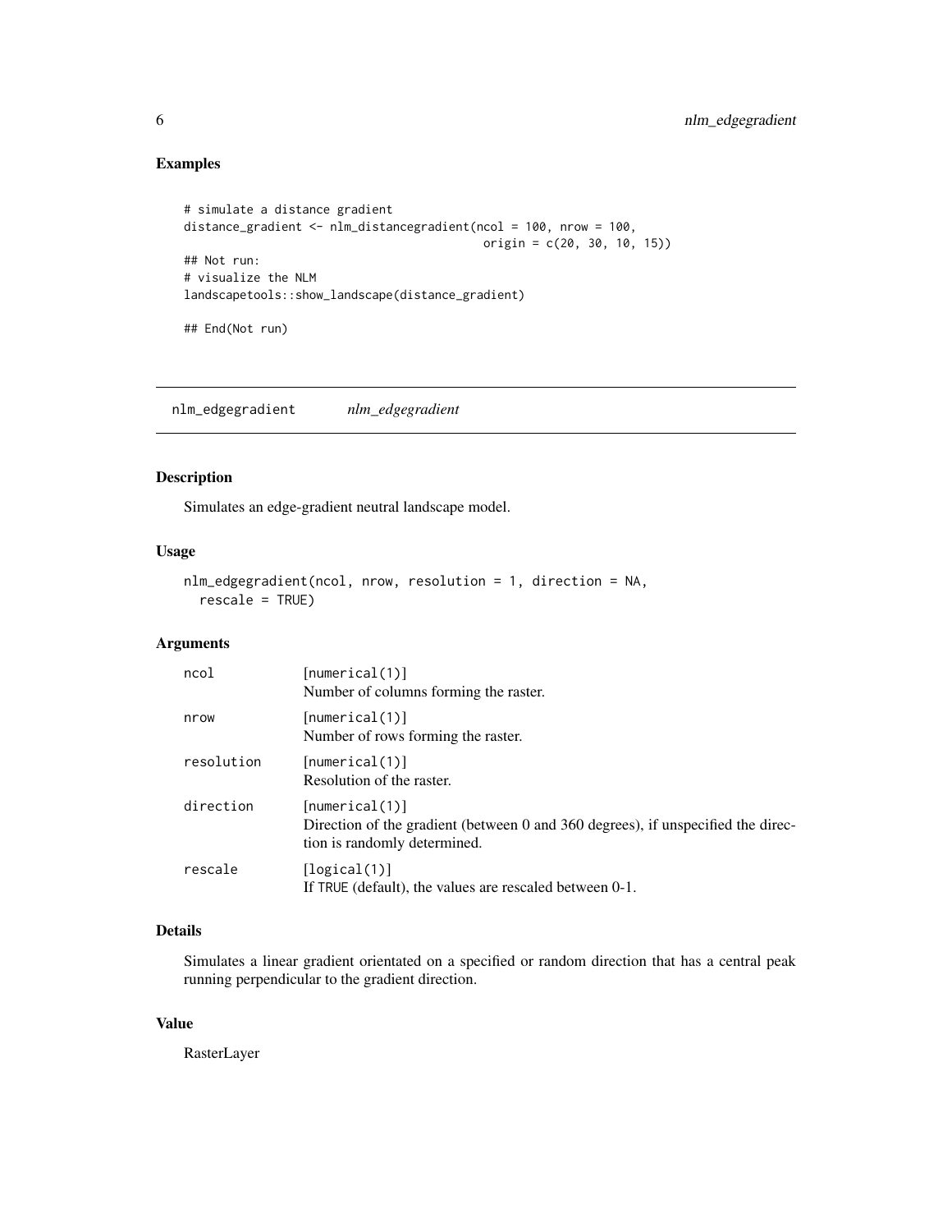## Examples

```
# simulate a distance gradient
distance_gradient <- nlm_distancegradient(ncol = 100, nrow = 100,
                                          origin = c(20, 30, 10, 15))
## Not run:
# visualize the NLM
landscapetools::show_landscape(distance_gradient)

## End(Not run)
```

---

# nlm_edgegradient *nlm_edgegradient*

## Description

Simulates an edge-gradient neutral landscape model.

## Usage

```
nlm_edgegradient(ncol, nrow, resolution = 1, direction = NA,
  rescale = TRUE)
```

## Arguments

| | |
|---|---|
| ncol | [numerical(1)] Number of columns forming the raster. |
| nrow | [numerical(1)] Number of rows forming the raster. |
| resolution | [numerical(1)] Resolution of the raster. |
| direction | [numerical(1)] Direction of the gradient (between 0 and 360 degrees), if unspecified the direction is randomly determined. |
| rescale | [logical(1)] If TRUE (default), the values are rescaled between 0-1. |

## Details

Simulates a linear gradient orientated on a specified or random direction that has a central peak running perpendicular to the gradient direction.

## Value

RasterLayer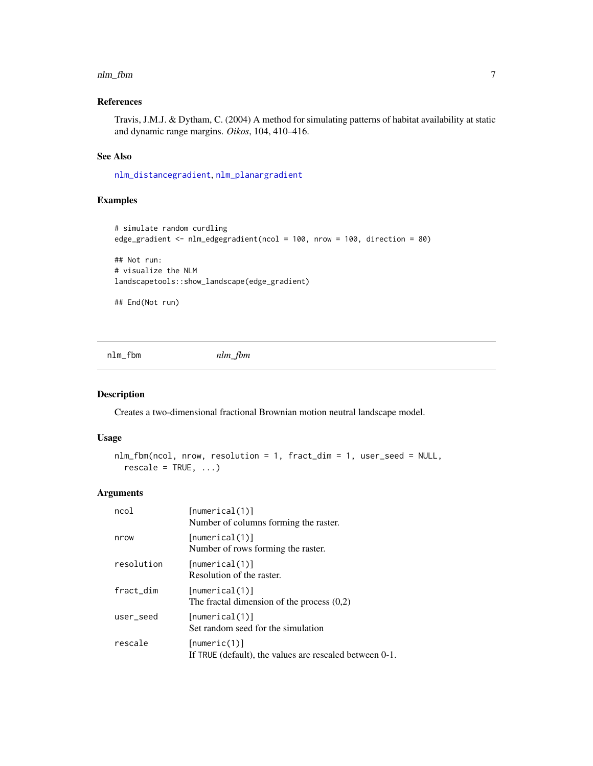### References

Travis, J.M.J. & Dytham, C. (2004) A method for simulating patterns of habitat availability at static and dynamic range margins. *Oikos*, 104, 410–416.

### See Also

nlm_distancegradient, nlm_planargradient

### Examples

```
# simulate random curdling
edge_gradient <- nlm_edgegradient(ncol = 100, nrow = 100, direction = 80)

## Not run:
# visualize the NLM
landscapetools::show_landscape(edge_gradient)

## End(Not run)
```

---

## nlm_fbm *nlm_fbm*

### Description

Creates a two-dimensional fractional Brownian motion neutral landscape model.

### Usage

```
nlm_fbm(ncol, nrow, resolution = 1, fract_dim = 1, user_seed = NULL,
  rescale = TRUE, ...)
```

### Arguments

| | |
|---|---|
| ncol | [numerical(1)]<br>Number of columns forming the raster. |
| nrow | [numerical(1)]<br>Number of rows forming the raster. |
| resolution | [numerical(1)]<br>Resolution of the raster. |
| fract_dim | [numerical(1)]<br>The fractal dimension of the process (0,2) |
| user_seed | [numerical(1)]<br>Set random seed for the simulation |
| rescale | [numeric(1)]<br>If TRUE (default), the values are rescaled between 0-1. |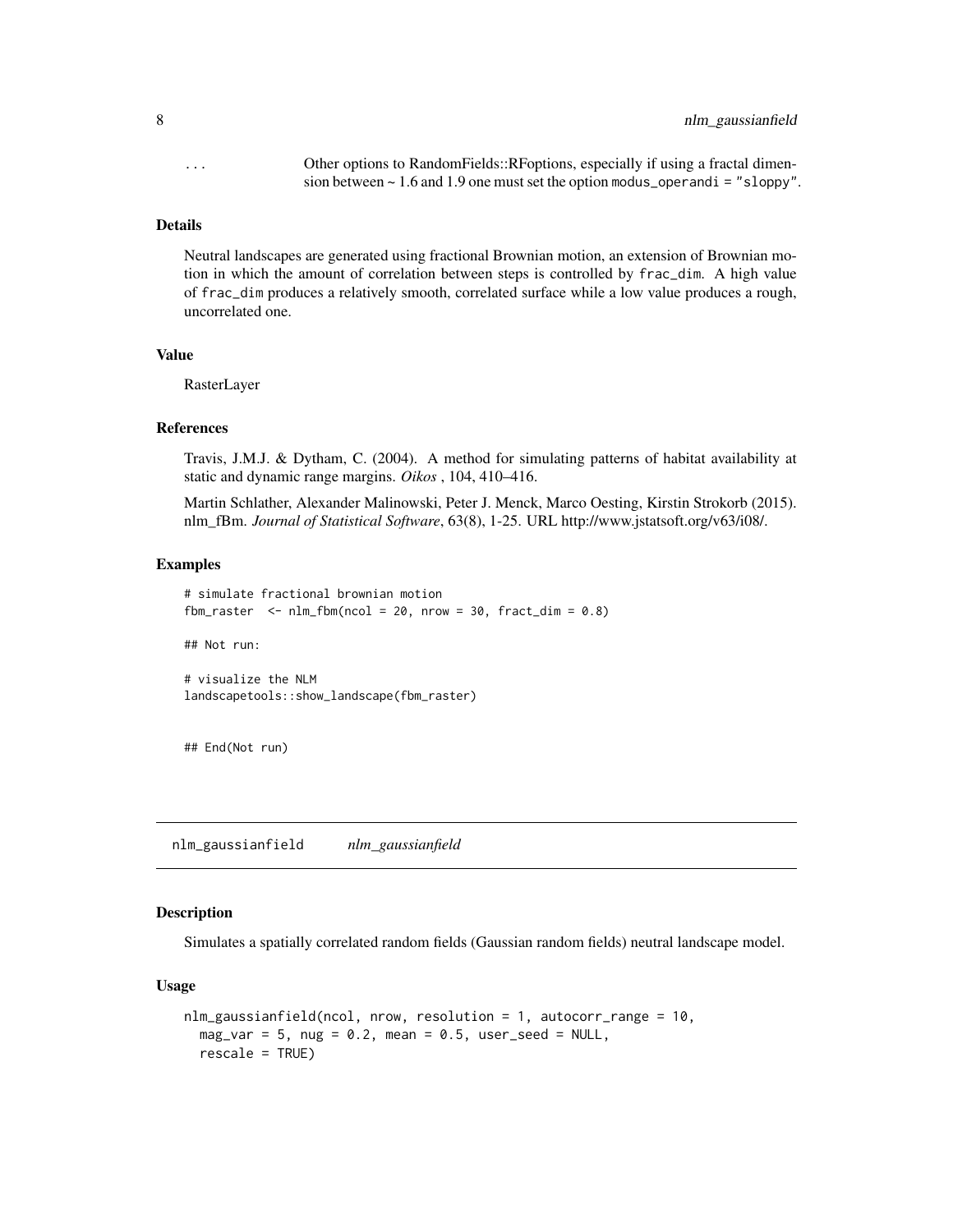... Other options to RandomFields::RFoptions, especially if using a fractal dimension between ~ 1.6 and 1.9 one must set the option `modus_operandi = "sloppy"`.

### Details

Neutral landscapes are generated using fractional Brownian motion, an extension of Brownian motion in which the amount of correlation between steps is controlled by `frac_dim`. A high value of `frac_dim` produces a relatively smooth, correlated surface while a low value produces a rough, uncorrelated one.

### Value

RasterLayer

### References

Travis, J.M.J. & Dytham, C. (2004). A method for simulating patterns of habitat availability at static and dynamic range margins. *Oikos* , 104, 410–416.

Martin Schlather, Alexander Malinowski, Peter J. Menck, Marco Oesting, Kirstin Strokorb (2015). nlm_fBm. *Journal of Statistical Software*, 63(8), 1-25. URL http://www.jstatsoft.org/v63/i08/.

### Examples

```
# simulate fractional brownian motion
fbm_raster  <- nlm_fbm(ncol = 20, nrow = 30, fract_dim = 0.8)

## Not run:

# visualize the NLM
landscapetools::show_landscape(fbm_raster)


## End(Not run)
```

---

## nlm_gaussianfield *nlm_gaussianfield*

### Description

Simulates a spatially correlated random fields (Gaussian random fields) neutral landscape model.

### Usage

```
nlm_gaussianfield(ncol, nrow, resolution = 1, autocorr_range = 10,
  mag_var = 5, nug = 0.2, mean = 0.5, user_seed = NULL,
  rescale = TRUE)
```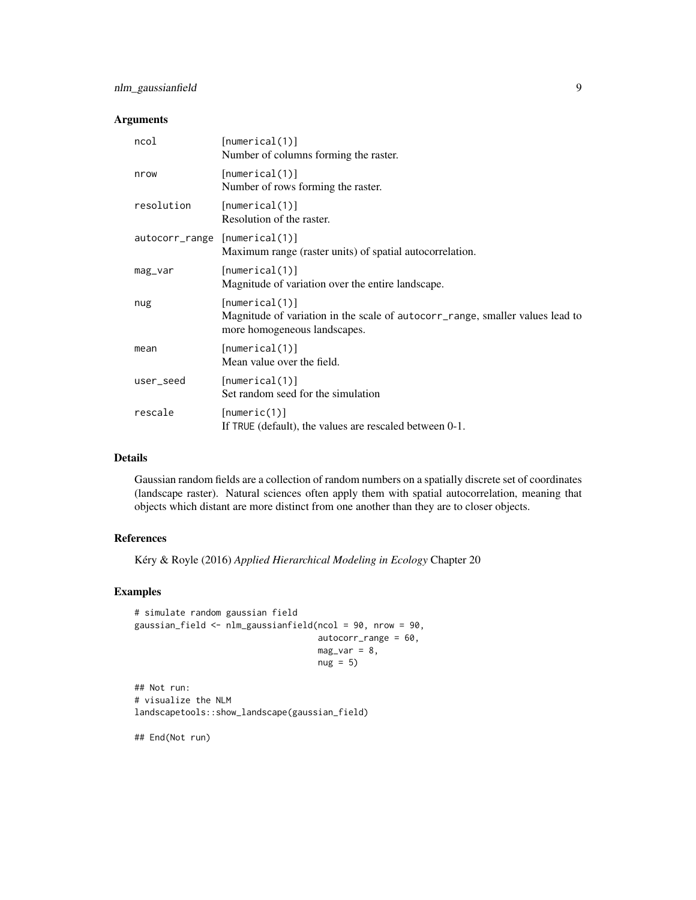## Arguments

| | |
|---|---|
| `ncol` | [numerical(1)]<br>Number of columns forming the raster. |
| `nrow` | [numerical(1)]<br>Number of rows forming the raster. |
| `resolution` | [numerical(1)]<br>Resolution of the raster. |
| `autocorr_range` | [numerical(1)]<br>Maximum range (raster units) of spatial autocorrelation. |
| `mag_var` | [numerical(1)]<br>Magnitude of variation over the entire landscape. |
| `nug` | [numerical(1)]<br>Magnitude of variation in the scale of `autocorr_range`, smaller values lead to more homogeneous landscapes. |
| `mean` | [numerical(1)]<br>Mean value over the field. |
| `user_seed` | [numerical(1)]<br>Set random seed for the simulation |
| `rescale` | [numeric(1)]<br>If `TRUE` (default), the values are rescaled between 0-1. |

## Details

Gaussian random fields are a collection of random numbers on a spatially discrete set of coordinates (landscape raster). Natural sciences often apply them with spatial autocorrelation, meaning that objects which distant are more distinct from one another than they are to closer objects.

## References

Kéry & Royle (2016) *Applied Hierarchical Modeling in Ecology* Chapter 20

## Examples

```
# simulate random gaussian field
gaussian_field <- nlm_gaussianfield(ncol = 90, nrow = 90,
                                    autocorr_range = 60,
                                    mag_var = 8,
                                    nug = 5)

## Not run:
# visualize the NLM
landscapetools::show_landscape(gaussian_field)

## End(Not run)
```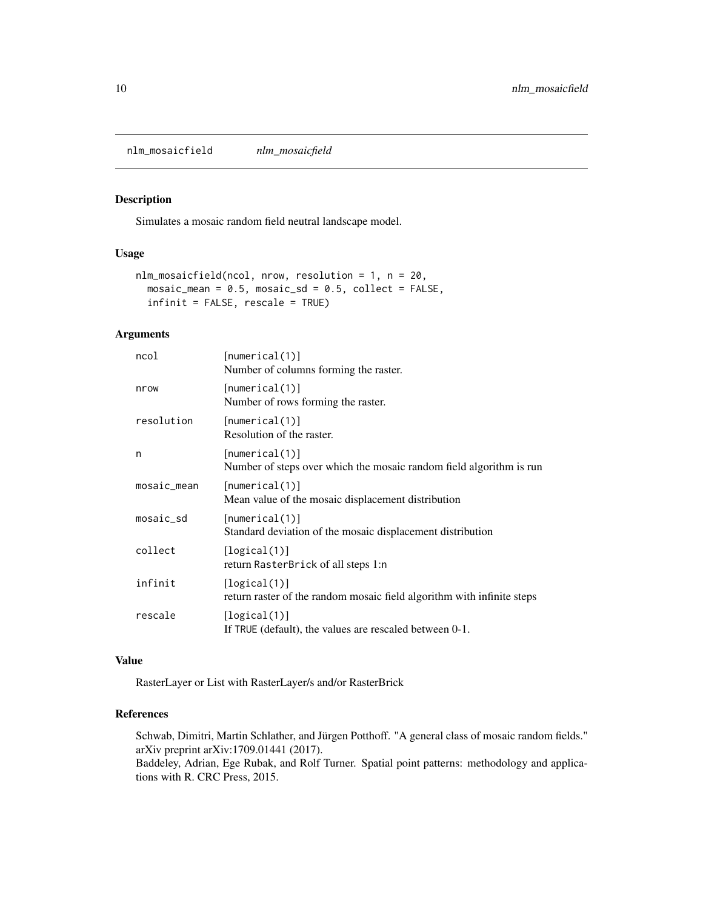nlm_mosaicfield *nlm_mosaicfield*

## Description

Simulates a mosaic random field neutral landscape model.

## Usage

```
nlm_mosaicfield(ncol, nrow, resolution = 1, n = 20,
  mosaic_mean = 0.5, mosaic_sd = 0.5, collect = FALSE,
  infinit = FALSE, rescale = TRUE)
```

## Arguments

| | |
|---|---|
| ncol | [numerical(1)]<br>Number of columns forming the raster. |
| nrow | [numerical(1)]<br>Number of rows forming the raster. |
| resolution | [numerical(1)]<br>Resolution of the raster. |
| n | [numerical(1)]<br>Number of steps over which the mosaic random field algorithm is run |
| mosaic_mean | [numerical(1)]<br>Mean value of the mosaic displacement distribution |
| mosaic_sd | [numerical(1)]<br>Standard deviation of the mosaic displacement distribution |
| collect | [logical(1)]<br>return RasterBrick of all steps 1:n |
| infinit | [logical(1)]<br>return raster of the random mosaic field algorithm with infinite steps |
| rescale | [logical(1)]<br>If TRUE (default), the values are rescaled between 0-1. |

## Value

RasterLayer or List with RasterLayer/s and/or RasterBrick

## References

Schwab, Dimitri, Martin Schlather, and Jürgen Potthoff. "A general class of mosaic random fields." arXiv preprint arXiv:1709.01441 (2017).
Baddeley, Adrian, Ege Rubak, and Rolf Turner. Spatial point patterns: methodology and applications with R. CRC Press, 2015.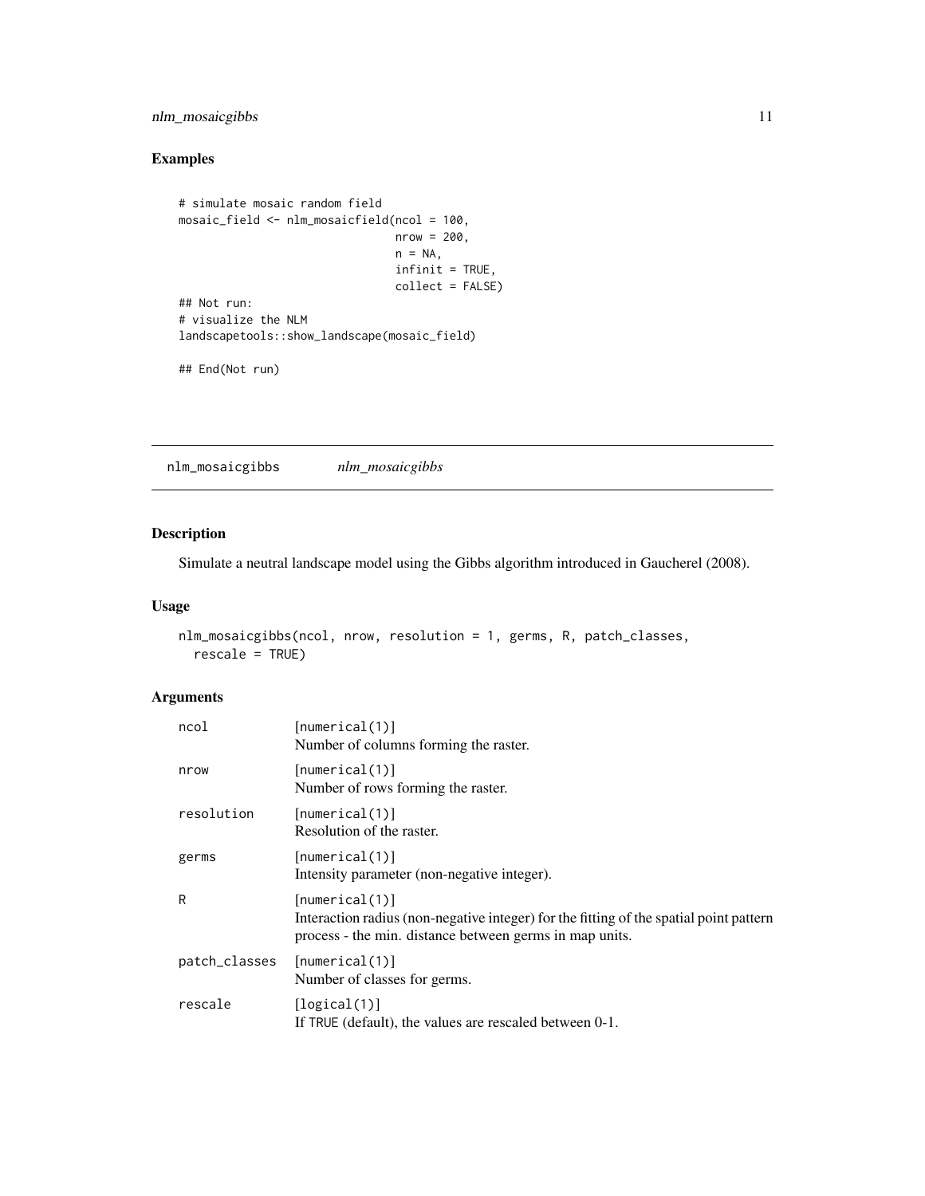## Examples

```
# simulate mosaic random field
mosaic_field <- nlm_mosaicfield(ncol = 100,
                                nrow = 200,
                                n = NA,
                                infinit = TRUE,
                                collect = FALSE)
## Not run:
# visualize the NLM
landscapetools::show_landscape(mosaic_field)

## End(Not run)
```

---

# nlm_mosaicgibbs    *nlm_mosaicgibbs*

## Description

Simulate a neutral landscape model using the Gibbs algorithm introduced in Gaucherel (2008).

## Usage

```
nlm_mosaicgibbs(ncol, nrow, resolution = 1, germs, R, patch_classes,
  rescale = TRUE)
```

## Arguments

| | |
|---|---|
| ncol | [numerical(1)]<br>Number of columns forming the raster. |
| nrow | [numerical(1)]<br>Number of rows forming the raster. |
| resolution | [numerical(1)]<br>Resolution of the raster. |
| germs | [numerical(1)]<br>Intensity parameter (non-negative integer). |
| R | [numerical(1)]<br>Interaction radius (non-negative integer) for the fitting of the spatial point pattern process - the min. distance between germs in map units. |
| patch_classes | [numerical(1)]<br>Number of classes for germs. |
| rescale | [logical(1)]<br>If TRUE (default), the values are rescaled between 0-1. |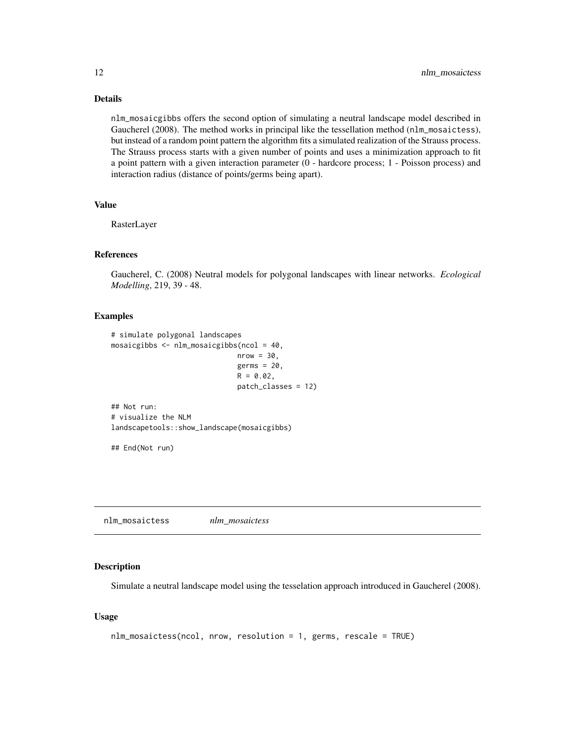## Details

nlm_mosaicgibbs offers the second option of simulating a neutral landscape model described in Gaucherel (2008). The method works in principal like the tessellation method (nlm_mosaictess), but instead of a random point pattern the algorithm fits a simulated realization of the Strauss process. The Strauss process starts with a given number of points and uses a minimization approach to fit a point pattern with a given interaction parameter (0 - hardcore process; 1 - Poisson process) and interaction radius (distance of points/germs being apart).

## Value

RasterLayer

## References

Gaucherel, C. (2008) Neutral models for polygonal landscapes with linear networks. *Ecological Modelling*, 219, 39 - 48.

## Examples

```
# simulate polygonal landscapes
mosaicgibbs <- nlm_mosaicgibbs(ncol = 40,
                              nrow = 30,
                              germs = 20,
                              R = 0.02,
                              patch_classes = 12)

## Not run:
# visualize the NLM
landscapetools::show_landscape(mosaicgibbs)

## End(Not run)
```

# nlm_mosaictess *nlm_mosaictess*

## Description

Simulate a neutral landscape model using the tesselation approach introduced in Gaucherel (2008).

## Usage

```
nlm_mosaictess(ncol, nrow, resolution = 1, germs, rescale = TRUE)
```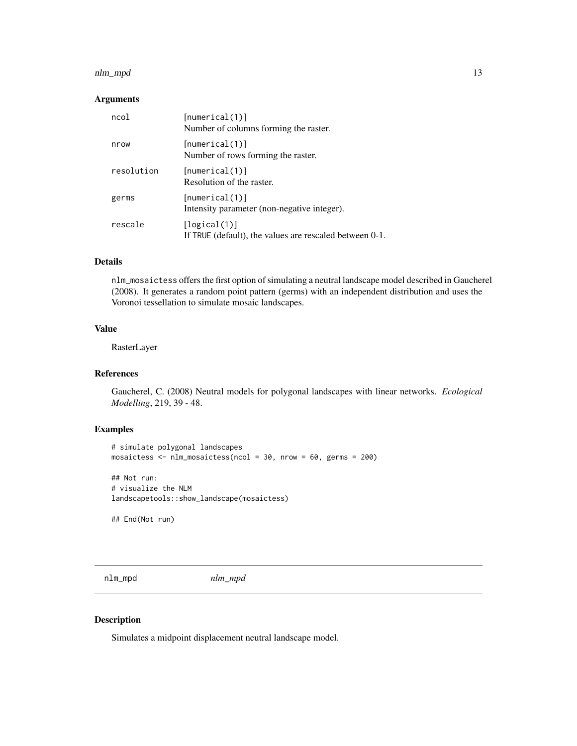### Arguments

| | |
|---|---|
| ncol | [numerical(1)]<br>Number of columns forming the raster. |
| nrow | [numerical(1)]<br>Number of rows forming the raster. |
| resolution | [numerical(1)]<br>Resolution of the raster. |
| germs | [numerical(1)]<br>Intensity parameter (non-negative integer). |
| rescale | [logical(1)]<br>If TRUE (default), the values are rescaled between 0-1. |

### Details

nlm_mosaictess offers the first option of simulating a neutral landscape model described in Gaucherel (2008). It generates a random point pattern (germs) with an independent distribution and uses the Voronoi tessellation to simulate mosaic landscapes.

### Value

RasterLayer

### References

Gaucherel, C. (2008) Neutral models for polygonal landscapes with linear networks. *Ecological Modelling*, 219, 39 - 48.

### Examples

```
# simulate polygonal landscapes
mosaictess <- nlm_mosaictess(ncol = 30, nrow = 60, germs = 200)

## Not run:
# visualize the NLM
landscapetools::show_landscape(mosaictess)

## End(Not run)
```

---

## nlm_mpd *nlm_mpd*

---

### Description

Simulates a midpoint displacement neutral landscape model.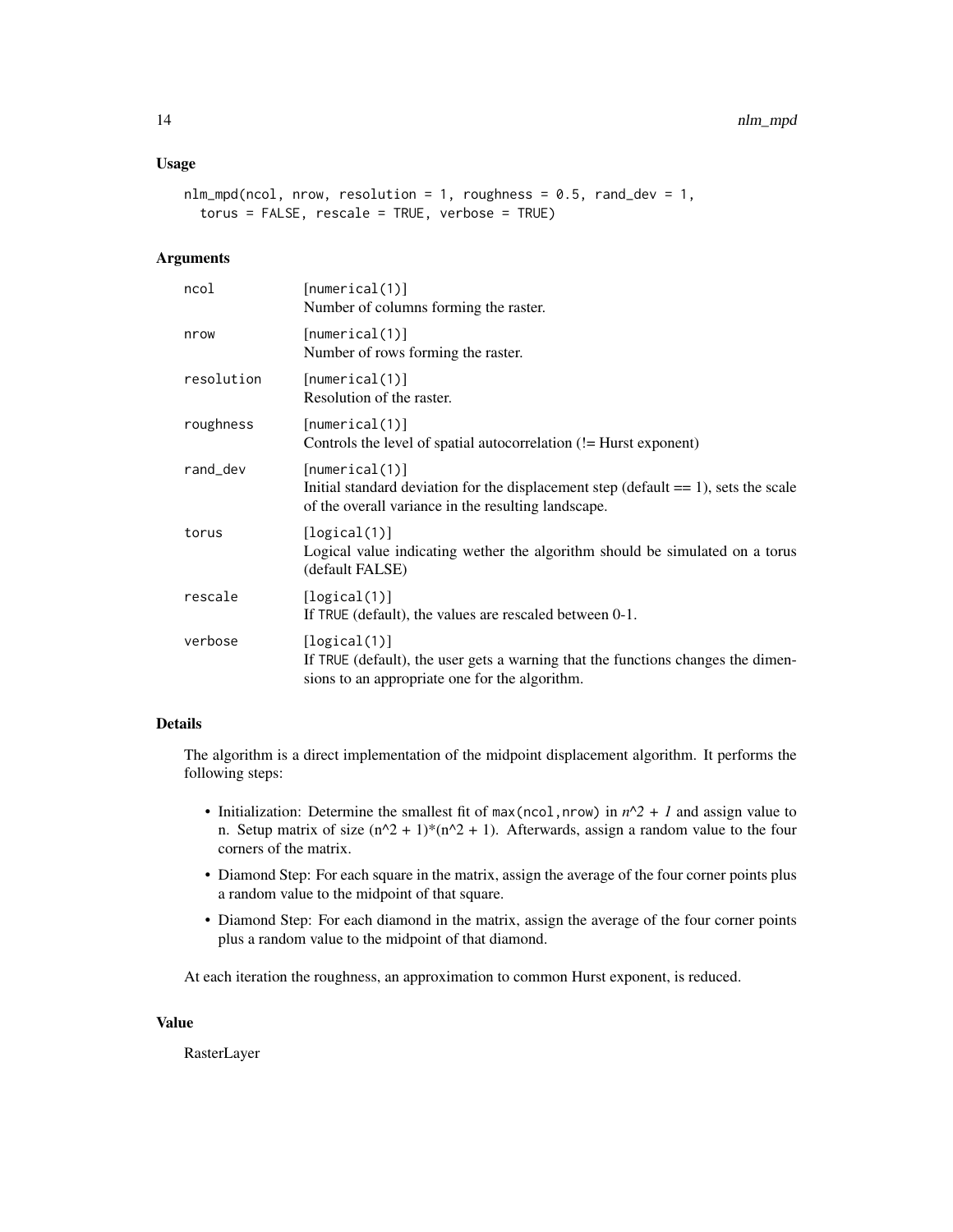## Usage

```
nlm_mpd(ncol, nrow, resolution = 1, roughness = 0.5, rand_dev = 1,
  torus = FALSE, rescale = TRUE, verbose = TRUE)
```

## Arguments

| | |
|---|---|
| ncol | [numerical(1)] Number of columns forming the raster. |
| nrow | [numerical(1)] Number of rows forming the raster. |
| resolution | [numerical(1)] Resolution of the raster. |
| roughness | [numerical(1)] Controls the level of spatial autocorrelation (!= Hurst exponent) |
| rand_dev | [numerical(1)] Initial standard deviation for the displacement step (default == 1), sets the scale of the overall variance in the resulting landscape. |
| torus | [logical(1)] Logical value indicating wether the algorithm should be simulated on a torus (default FALSE) |
| rescale | [logical(1)] If TRUE (default), the values are rescaled between 0-1. |
| verbose | [logical(1)] If TRUE (default), the user gets a warning that the functions changes the dimensions to an appropriate one for the algorithm. |

## Details

The algorithm is a direct implementation of the midpoint displacement algorithm. It performs the following steps:

- Initialization: Determine the smallest fit of `max(ncol,nrow)` in $n^2 + 1$ and assign value to n. Setup matrix of size $(n^2 + 1)*(n^2 + 1)$. Afterwards, assign a random value to the four corners of the matrix.
- Diamond Step: For each square in the matrix, assign the average of the four corner points plus a random value to the midpoint of that square.
- Diamond Step: For each diamond in the matrix, assign the average of the four corner points plus a random value to the midpoint of that diamond.

At each iteration the roughness, an approximation to common Hurst exponent, is reduced.

## Value

RasterLayer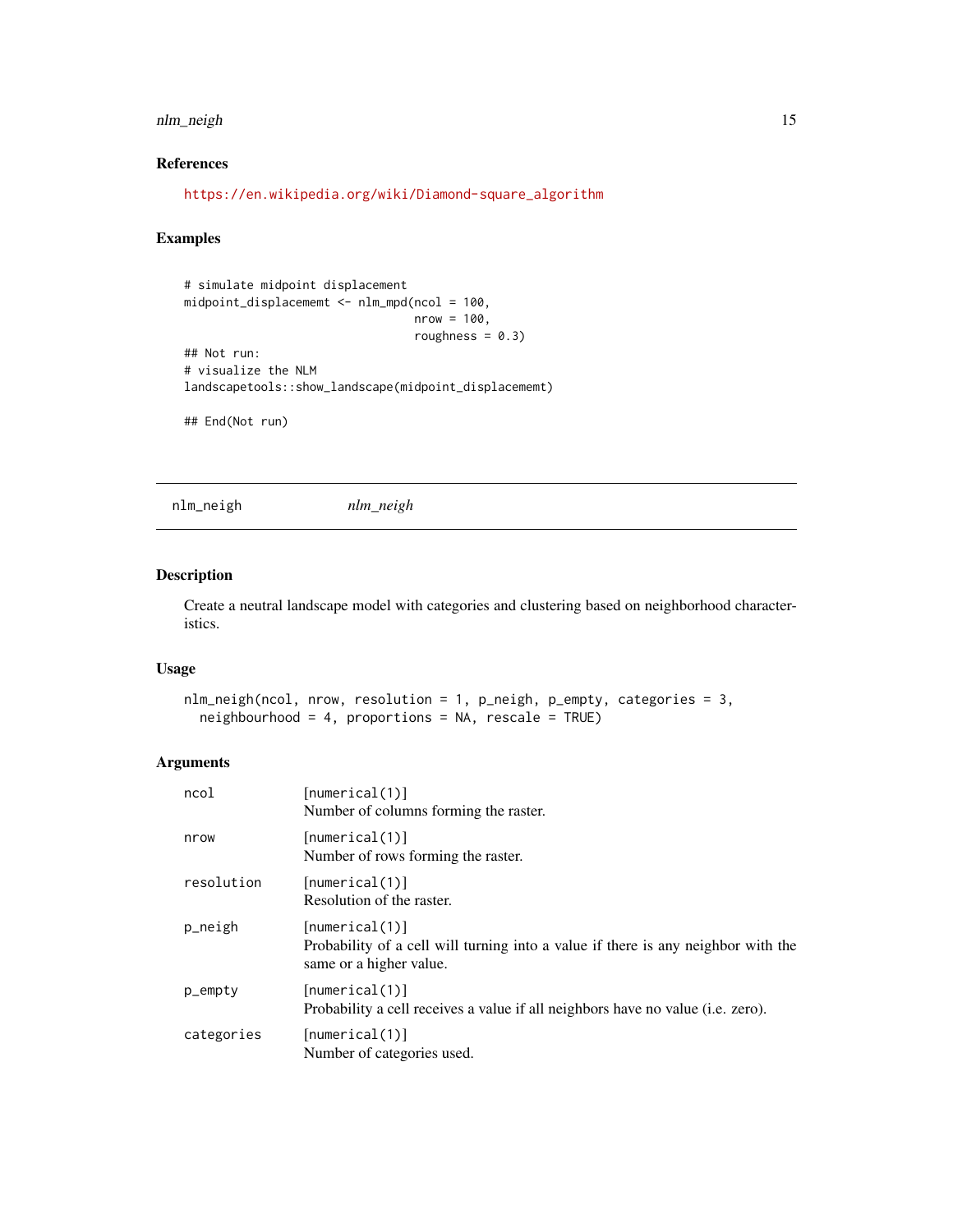### References

https://en.wikipedia.org/wiki/Diamond-square_algorithm

### Examples

```
# simulate midpoint displacement
midpoint_displacememt <- nlm_mpd(ncol = 100,
                                 nrow = 100,
                                 roughness = 0.3)
## Not run:
# visualize the NLM
landscapetools::show_landscape(midpoint_displacememt)

## End(Not run)
```

---

## nlm_neigh *nlm_neigh*

### Description

Create a neutral landscape model with categories and clustering based on neighborhood characteristics.

### Usage

```
nlm_neigh(ncol, nrow, resolution = 1, p_neigh, p_empty, categories = 3,
  neighbourhood = 4, proportions = NA, rescale = TRUE)
```

### Arguments

| | |
|---|---|
| ncol | [numerical(1)]<br>Number of columns forming the raster. |
| nrow | [numerical(1)]<br>Number of rows forming the raster. |
| resolution | [numerical(1)]<br>Resolution of the raster. |
| p_neigh | [numerical(1)]<br>Probability of a cell will turning into a value if there is any neighbor with the same or a higher value. |
| p_empty | [numerical(1)]<br>Probability a cell receives a value if all neighbors have no value (i.e. zero). |
| categories | [numerical(1)]<br>Number of categories used. |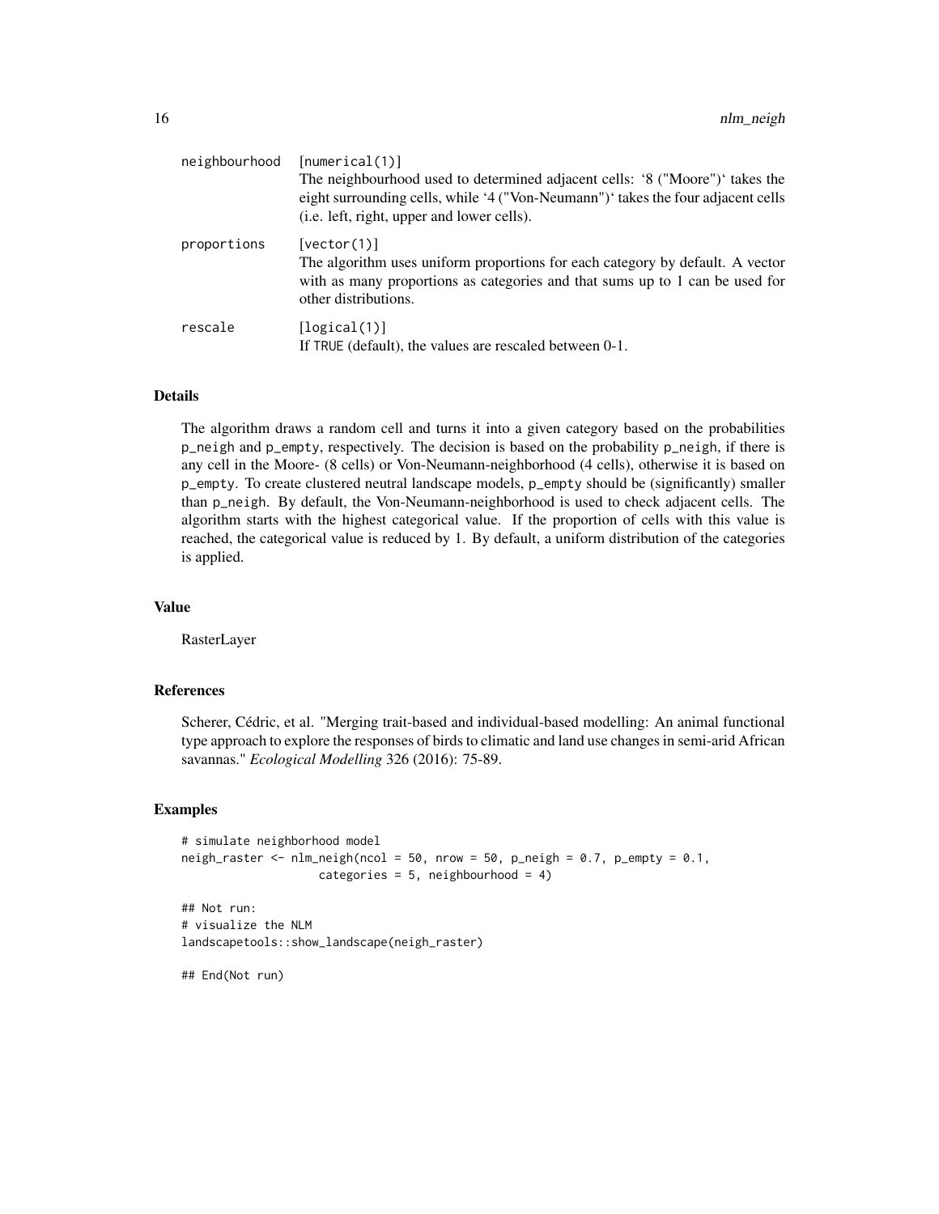| | |
|---|---|
| neighbourhood | [numerical(1)]<br>The neighbourhood used to determined adjacent cells: '8 ("Moore")' takes the eight surrounding cells, while '4 ("Von-Neumann")' takes the four adjacent cells (i.e. left, right, upper and lower cells). |
| proportions | [vector(1)]<br>The algorithm uses uniform proportions for each category by default. A vector with as many proportions as categories and that sums up to 1 can be used for other distributions. |
| rescale | [logical(1)]<br>If TRUE (default), the values are rescaled between 0-1. |

## Details

The algorithm draws a random cell and turns it into a given category based on the probabilities p_neigh and p_empty, respectively. The decision is based on the probability p_neigh, if there is any cell in the Moore- (8 cells) or Von-Neumann-neighborhood (4 cells), otherwise it is based on p_empty. To create clustered neutral landscape models, p_empty should be (significantly) smaller than p_neigh. By default, the Von-Neumann-neighborhood is used to check adjacent cells. The algorithm starts with the highest categorical value. If the proportion of cells with this value is reached, the categorical value is reduced by 1. By default, a uniform distribution of the categories is applied.

## Value

RasterLayer

## References

Scherer, Cédric, et al. "Merging trait-based and individual-based modelling: An animal functional type approach to explore the responses of birds to climatic and land use changes in semi-arid African savannas." *Ecological Modelling* 326 (2016): 75-89.

## Examples

```
# simulate neighborhood model
neigh_raster <- nlm_neigh(ncol = 50, nrow = 50, p_neigh = 0.7, p_empty = 0.1,
                    categories = 5, neighbourhood = 4)

## Not run:
# visualize the NLM
landscapetools::show_landscape(neigh_raster)

## End(Not run)
```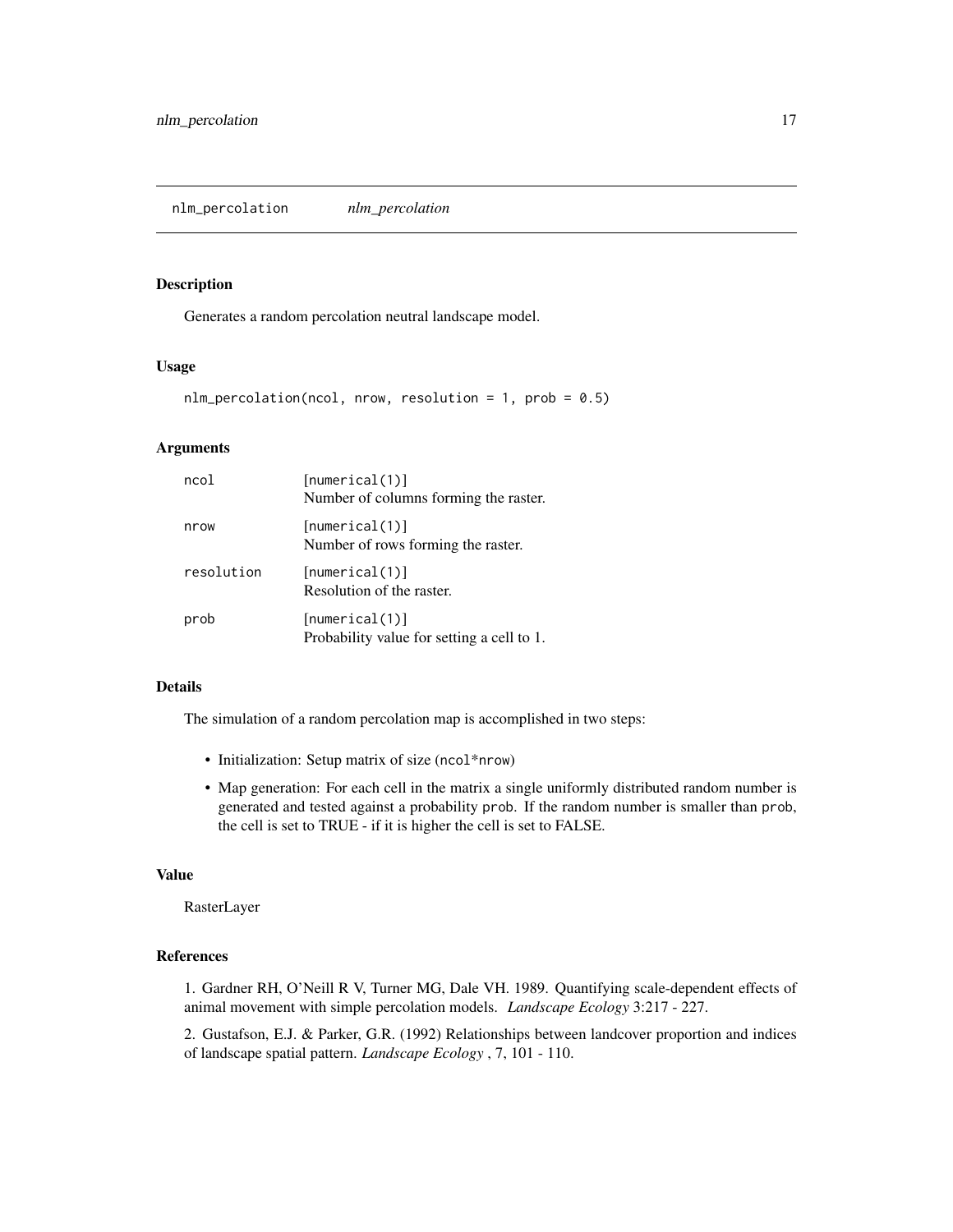## nlm_percolation *nlm_percolation*

### Description

Generates a random percolation neutral landscape model.

### Usage

```
nlm_percolation(ncol, nrow, resolution = 1, prob = 0.5)
```

### Arguments

| | |
|---|---|
| ncol | [numerical(1)]<br>Number of columns forming the raster. |
| nrow | [numerical(1)]<br>Number of rows forming the raster. |
| resolution | [numerical(1)]<br>Resolution of the raster. |
| prob | [numerical(1)]<br>Probability value for setting a cell to 1. |

### Details

The simulation of a random percolation map is accomplished in two steps:

- Initialization: Setup matrix of size (`ncol*nrow`)
- Map generation: For each cell in the matrix a single uniformly distributed random number is generated and tested against a probability `prob`. If the random number is smaller than `prob`, the cell is set to TRUE - if it is higher the cell is set to FALSE.

### Value

RasterLayer

### References

1. Gardner RH, O'Neill R V, Turner MG, Dale VH. 1989. Quantifying scale-dependent effects of animal movement with simple percolation models. *Landscape Ecology* 3:217 - 227.

2. Gustafson, E.J. & Parker, G.R. (1992) Relationships between landcover proportion and indices of landscape spatial pattern. *Landscape Ecology* , 7, 101 - 110.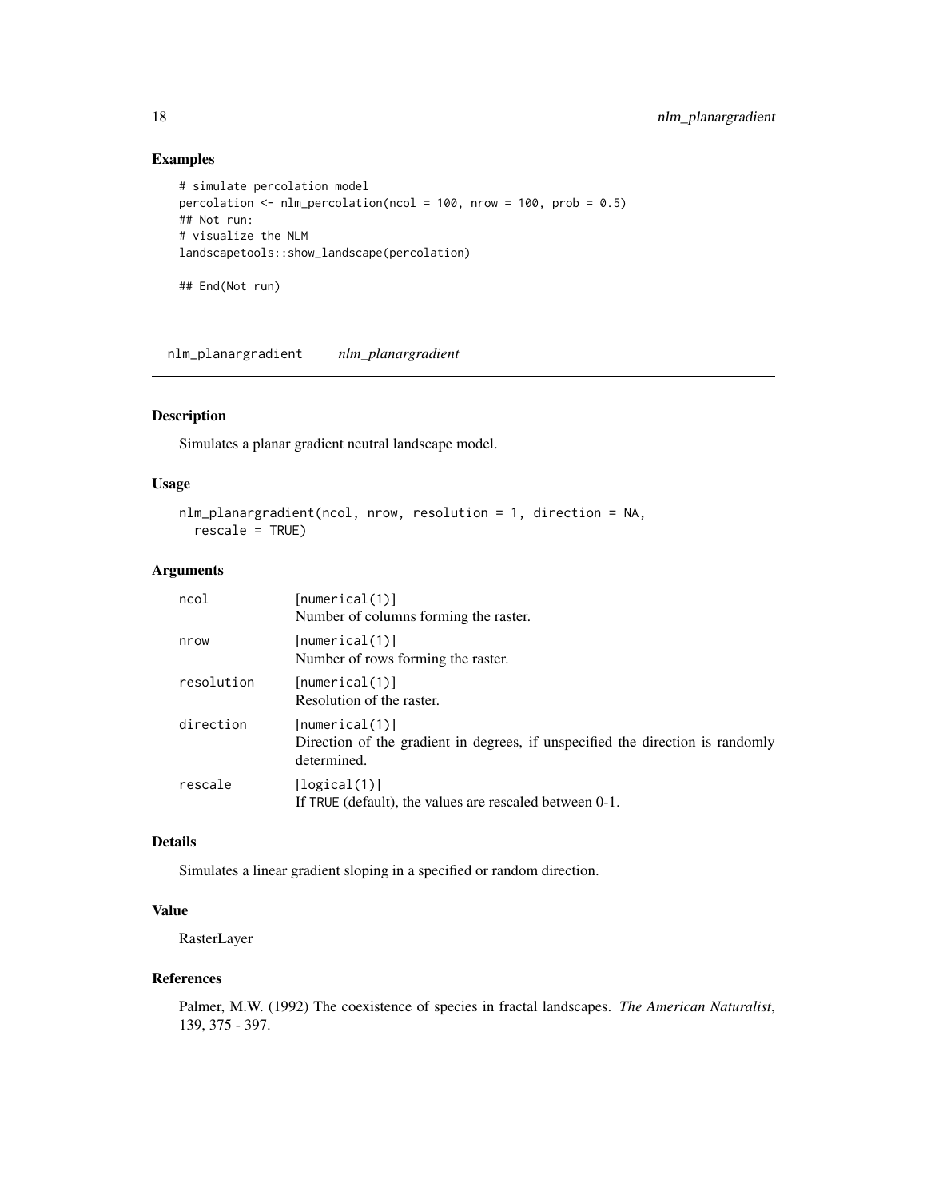## Examples

```
# simulate percolation model
percolation <- nlm_percolation(ncol = 100, nrow = 100, prob = 0.5)
## Not run:
# visualize the NLM
landscapetools::show_landscape(percolation)

## End(Not run)
```

---

# nlm_planargradient *nlm_planargradient*

---

## Description

Simulates a planar gradient neutral landscape model.

## Usage

```
nlm_planargradient(ncol, nrow, resolution = 1, direction = NA,
  rescale = TRUE)
```

## Arguments

| | |
|---|---|
| `ncol` | [numerical(1)]<br>Number of columns forming the raster. |
| `nrow` | [numerical(1)]<br>Number of rows forming the raster. |
| `resolution` | [numerical(1)]<br>Resolution of the raster. |
| `direction` | [numerical(1)]<br>Direction of the gradient in degrees, if unspecified the direction is randomly determined. |
| `rescale` | [logical(1)]<br>If TRUE (default), the values are rescaled between 0-1. |

## Details

Simulates a linear gradient sloping in a specified or random direction.

## Value

RasterLayer

## References

Palmer, M.W. (1992) The coexistence of species in fractal landscapes. *The American Naturalist*, 139, 375 - 397.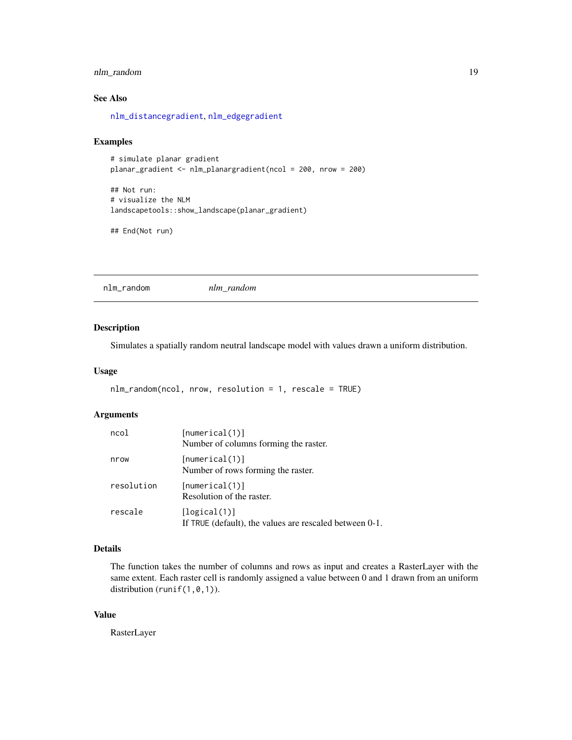### See Also

nlm_distancegradient, nlm_edgegradient

### Examples

```
# simulate planar gradient
planar_gradient <- nlm_planargradient(ncol = 200, nrow = 200)

## Not run:
# visualize the NLM
landscapetools::show_landscape(planar_gradient)

## End(Not run)
```

---

## nlm_random &emsp; *nlm_random*

---

### Description

Simulates a spatially random neutral landscape model with values drawn a uniform distribution.

### Usage

```
nlm_random(ncol, nrow, resolution = 1, rescale = TRUE)
```

### Arguments

| | |
|---|---|
| ncol | [numerical(1)]<br>Number of columns forming the raster. |
| nrow | [numerical(1)]<br>Number of rows forming the raster. |
| resolution | [numerical(1)]<br>Resolution of the raster. |
| rescale | [logical(1)]<br>If TRUE (default), the values are rescaled between 0-1. |

### Details

The function takes the number of columns and rows as input and creates a RasterLayer with the same extent. Each raster cell is randomly assigned a value between 0 and 1 drawn from an uniform distribution (`runif(1,0,1)`).

### Value

RasterLayer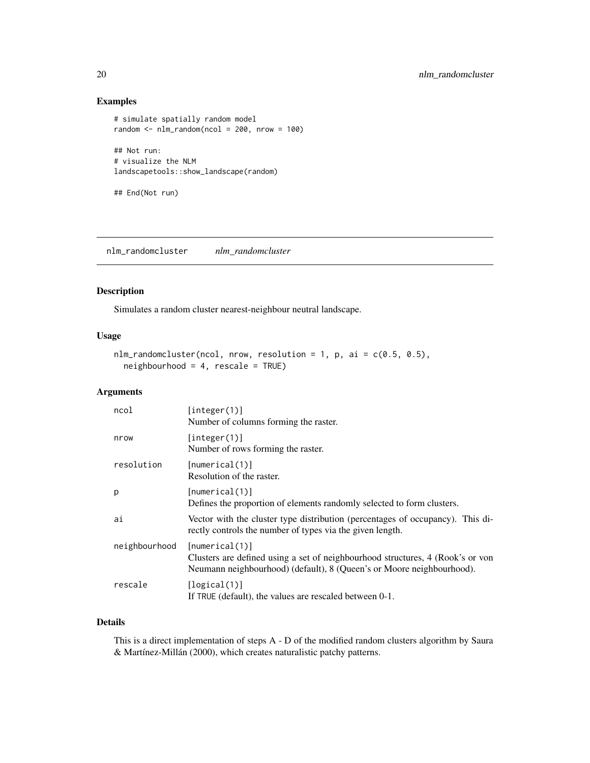## Examples

```
# simulate spatially random model
random <- nlm_random(ncol = 200, nrow = 100)

## Not run:
# visualize the NLM
landscapetools::show_landscape(random)

## End(Not run)
```

---

# nlm_randomcluster *nlm_randomcluster*

## Description

Simulates a random cluster nearest-neighbour neutral landscape.

## Usage

```
nlm_randomcluster(ncol, nrow, resolution = 1, p, ai = c(0.5, 0.5),
  neighbourhood = 4, rescale = TRUE)
```

## Arguments

| Argument | Description |
| --- | --- |
| ncol | [integer(1)] Number of columns forming the raster. |
| nrow | [integer(1)] Number of rows forming the raster. |
| resolution | [numerical(1)] Resolution of the raster. |
| p | [numerical(1)] Defines the proportion of elements randomly selected to form clusters. |
| ai | Vector with the cluster type distribution (percentages of occupancy). This directly controls the number of types via the given length. |
| neighbourhood | [numerical(1)] Clusters are defined using a set of neighbourhood structures, 4 (Rook's or von Neumann neighbourhood) (default), 8 (Queen's or Moore neighbourhood). |
| rescale | [logical(1)] If TRUE (default), the values are rescaled between 0-1. |

## Details

This is a direct implementation of steps A - D of the modified random clusters algorithm by Saura & Martínez-Millán (2000), which creates naturalistic patchy patterns.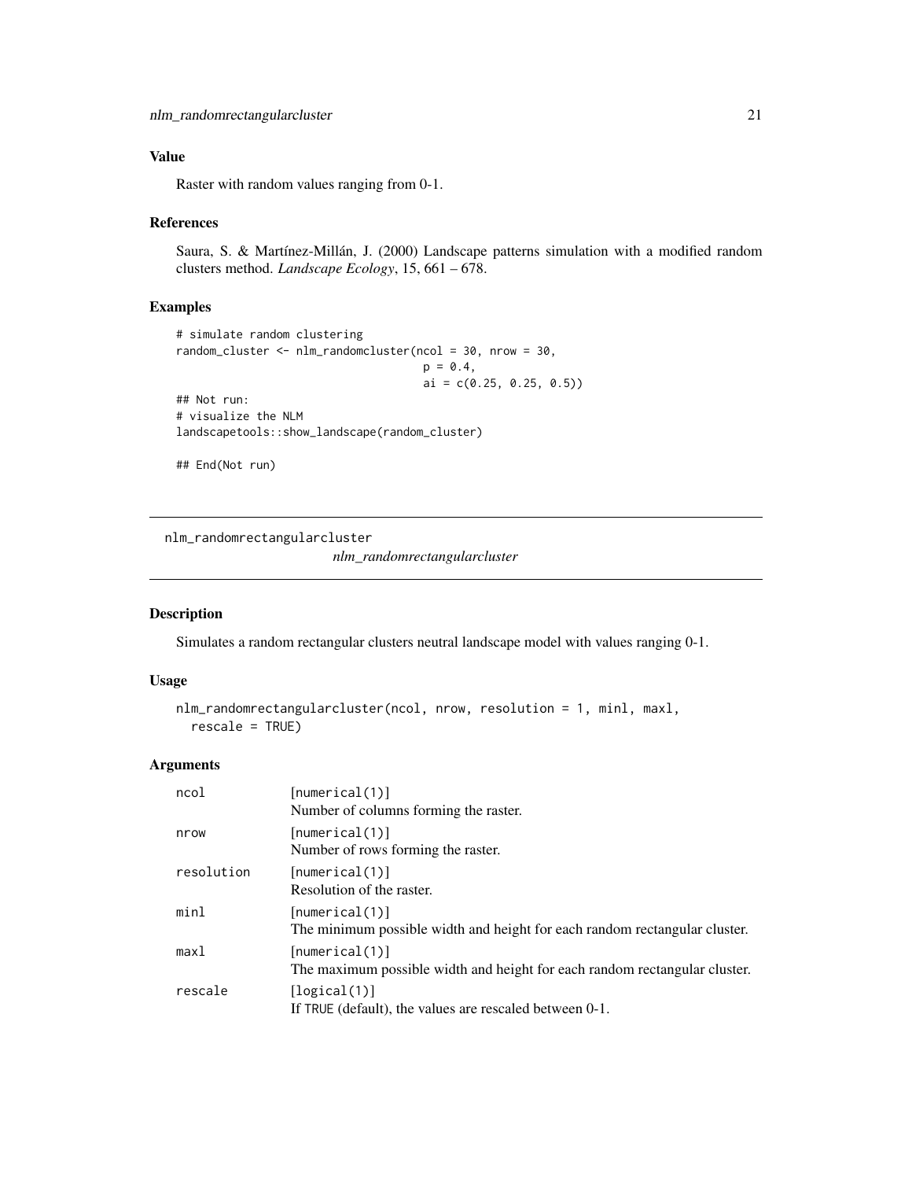### Value

Raster with random values ranging from 0-1.

### References

Saura, S. & Martínez-Millán, J. (2000) Landscape patterns simulation with a modified random clusters method. *Landscape Ecology*, 15, 661 – 678.

### Examples

```
# simulate random clustering
random_cluster <- nlm_randomcluster(ncol = 30, nrow = 30,
                                    p = 0.4,
                                    ai = c(0.25, 0.25, 0.5))
## Not run:
# visualize the NLM
landscapetools::show_landscape(random_cluster)

## End(Not run)
```

---

## nlm_randomrectangularcluster

*nlm_randomrectangularcluster*

---

### Description

Simulates a random rectangular clusters neutral landscape model with values ranging 0-1.

### Usage

```
nlm_randomrectangularcluster(ncol, nrow, resolution = 1, minl, maxl,
  rescale = TRUE)
```

### Arguments

| | |
|---|---|
| `ncol` | [numerical(1)]<br>Number of columns forming the raster. |
| `nrow` | [numerical(1)]<br>Number of rows forming the raster. |
| `resolution` | [numerical(1)]<br>Resolution of the raster. |
| `minl` | [numerical(1)]<br>The minimum possible width and height for each random rectangular cluster. |
| `maxl` | [numerical(1)]<br>The maximum possible width and height for each random rectangular cluster. |
| `rescale` | [logical(1)]<br>If TRUE (default), the values are rescaled between 0-1. |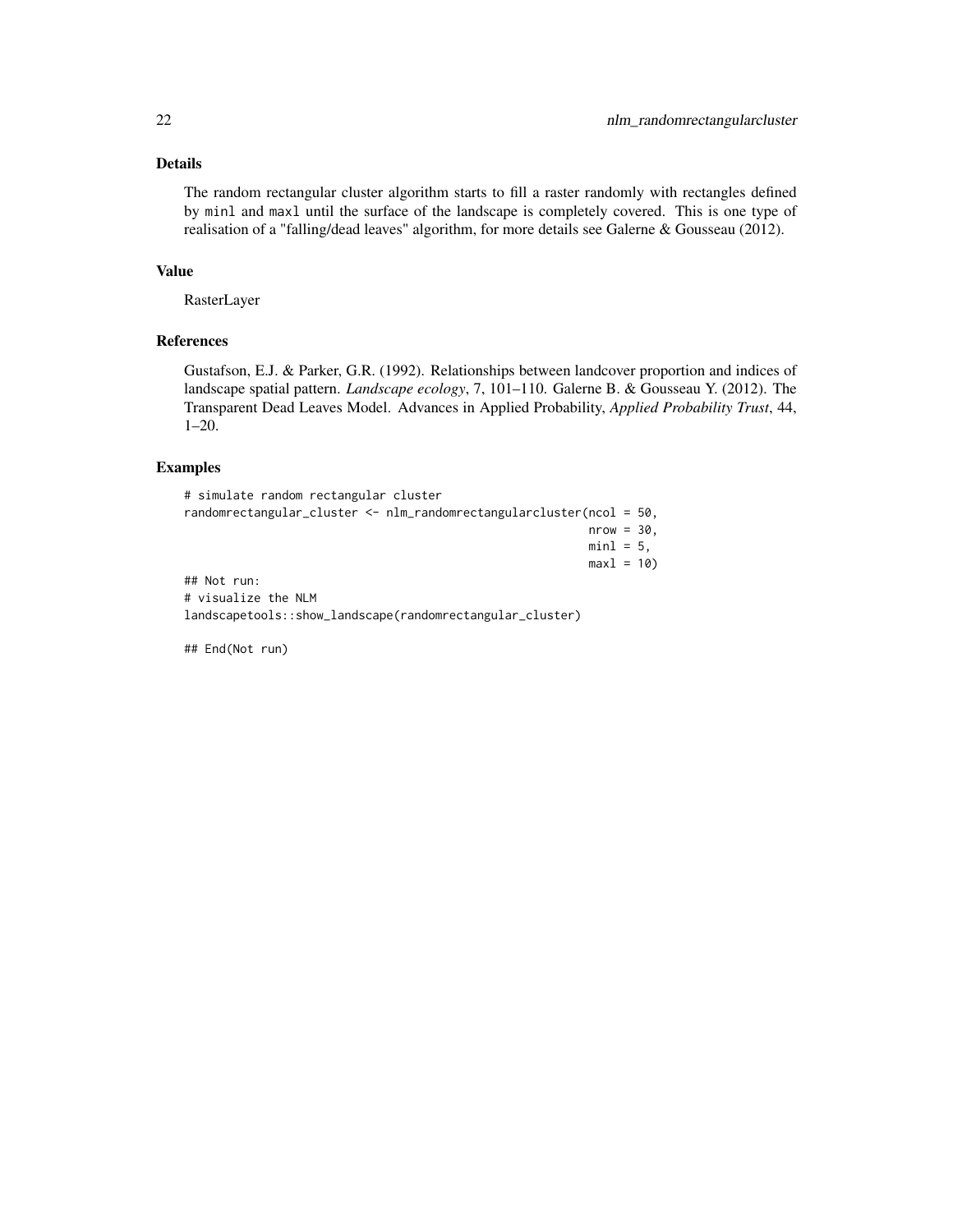## Details

The random rectangular cluster algorithm starts to fill a raster randomly with rectangles defined by `minl` and `maxl` until the surface of the landscape is completely covered. This is one type of realisation of a "falling/dead leaves" algorithm, for more details see Galerne & Gousseau (2012).

## Value

RasterLayer

## References

Gustafson, E.J. & Parker, G.R. (1992). Relationships between landcover proportion and indices of landscape spatial pattern. *Landscape ecology*, 7, 101–110. Galerne B. & Gousseau Y. (2012). The Transparent Dead Leaves Model. Advances in Applied Probability, *Applied Probability Trust*, 44, 1–20.

## Examples

```
# simulate random rectangular cluster
randomrectangular_cluster <- nlm_randomrectangularcluster(ncol = 50,
                                                          nrow = 30,
                                                          minl = 5,
                                                          maxl = 10)
## Not run:
# visualize the NLM
landscapetools::show_landscape(randomrectangular_cluster)

## End(Not run)
```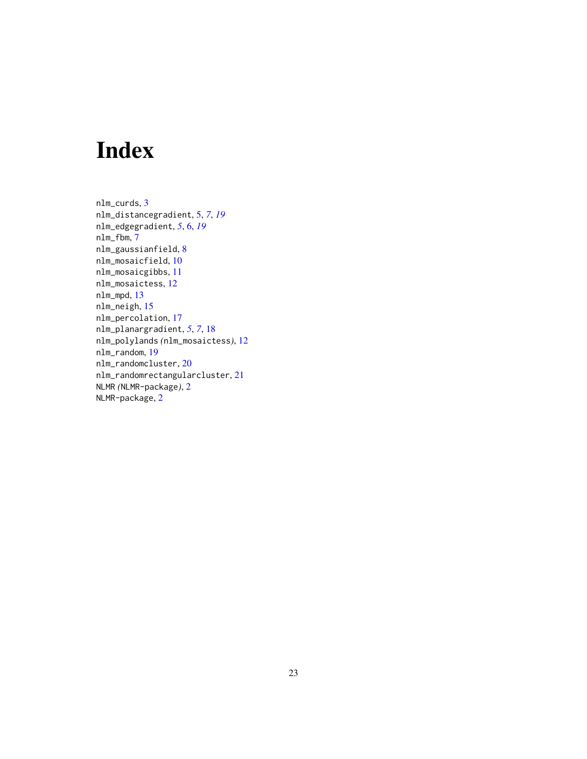# Index

nlm_curds, 3
nlm_distancegradient, 5, *7*, *19*
nlm_edgegradient, *5*, 6, *19*
nlm_fbm, 7
nlm_gaussianfield, 8
nlm_mosaicfield, 10
nlm_mosaicgibbs, 11
nlm_mosaictess, 12
nlm_mpd, 13
nlm_neigh, 15
nlm_percolation, 17
nlm_planargradient, *5*, *7*, 18
nlm_polylands *(*nlm_mosaictess*)*, 12
nlm_random, 19
nlm_randomcluster, 20
nlm_randomrectangularcluster, 21
NLMR *(*NLMR-package*)*, 2
NLMR-package, 2